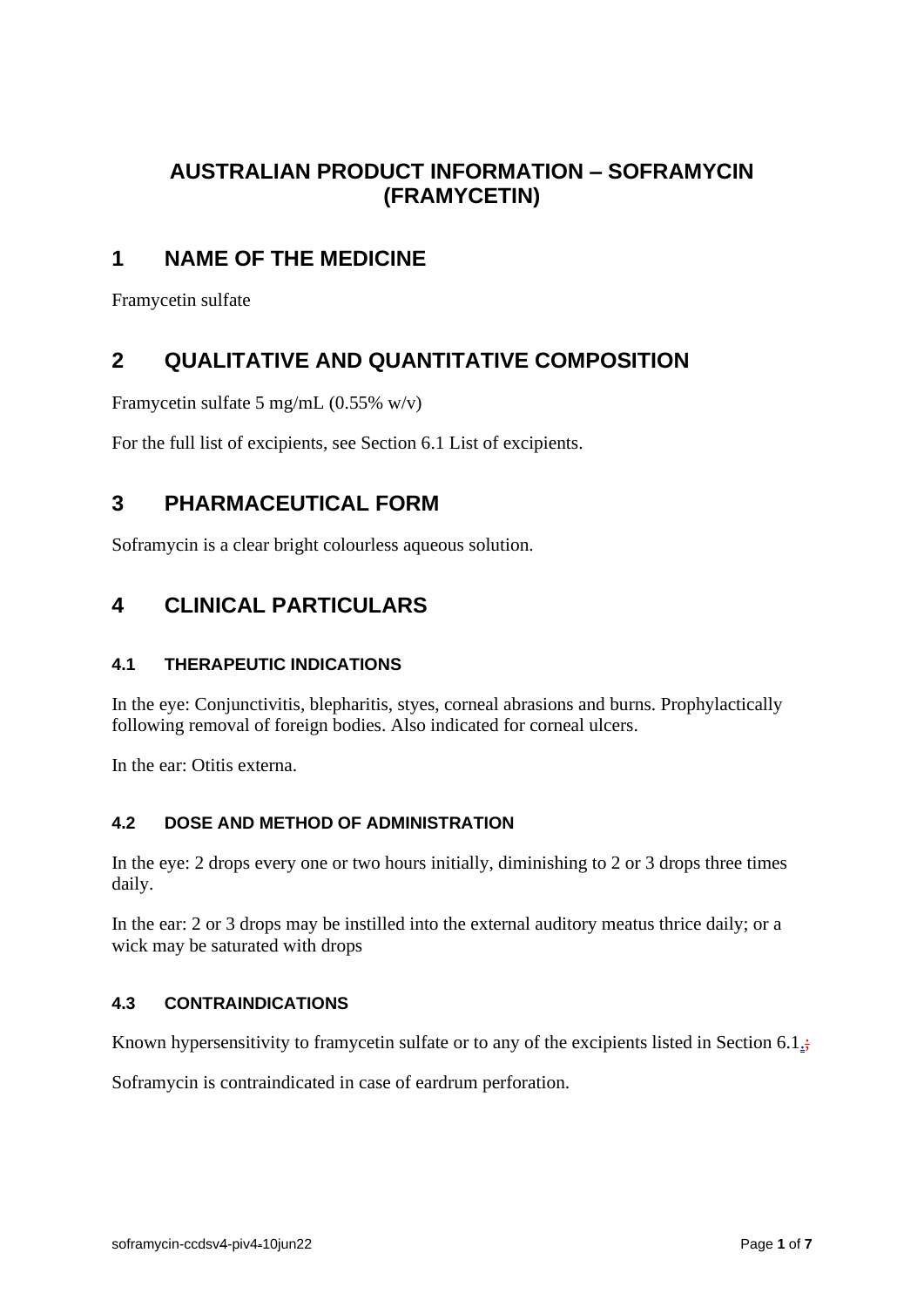# AUSTRALIAN PRODUCT INFORMATION – SOFRAMYCIN (FRAMYCETIN)

## 1 NAME OF THE MEDICINE

Framycetin sulfate

## 2 QUALITATIVE AND QUANTITATIVE COMPOSITION

Framycetin sulfate 5 mg/mL (0.55% w/v)

For the full list of excipients, see Section 6.1 List of excipients.

## 3 PHARMACEUTICAL FORM

Soframycin is a clear bright colourless aqueous solution.

## 4 CLINICAL PARTICULARS

### 4.1 THERAPEUTIC INDICATIONS

In the eye: Conjunctivitis, blepharitis, styes, corneal abrasions and burns. Prophylactically following removal of foreign bodies. Also indicated for corneal ulcers.

In the ear: Otitis externa.

### 4.2 DOSE AND METHOD OF ADMINISTRATION

In the eye: 2 drops every one or two hours initially, diminishing to 2 or 3 drops three times daily.

In the ear: 2 or 3 drops may be instilled into the external auditory meatus thrice daily; or a wick may be saturated with drops

### 4.3 CONTRAINDICATIONS

Known hypersensitivity to framycetin sulfate or to any of the excipients listed in Section 6.1.

Soframycin is contraindicated in case of eardrum perforation.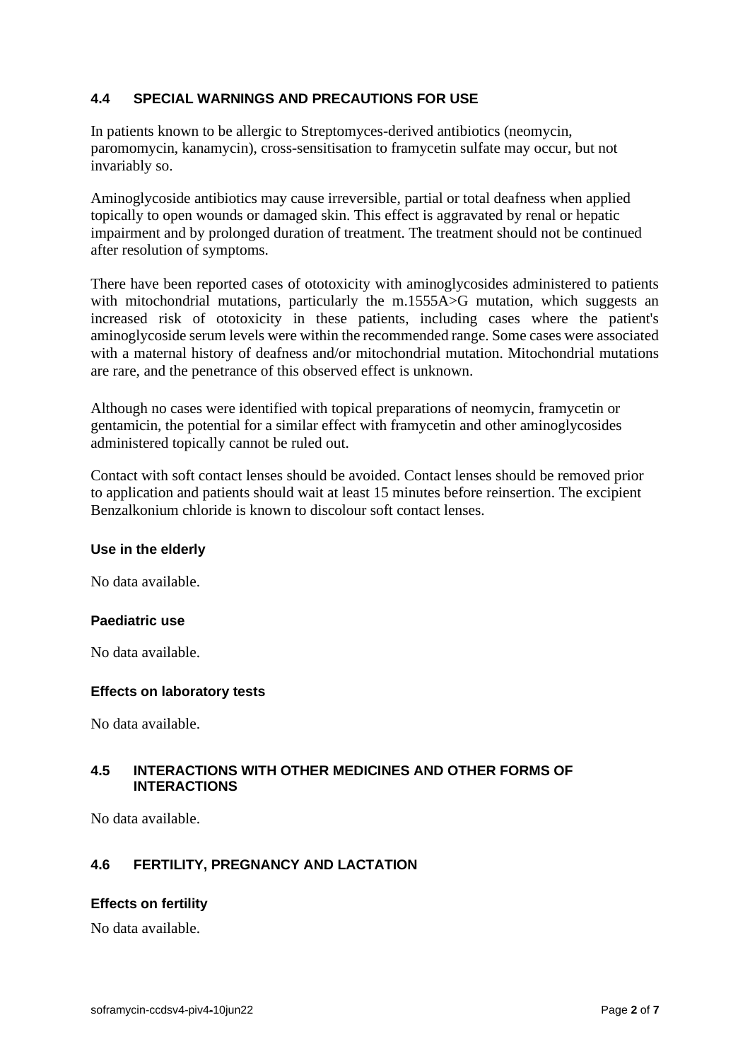## 4.4 SPECIAL WARNINGS AND PRECAUTIONS FOR USE

In patients known to be allergic to Streptomyces-derived antibiotics (neomycin, paromomycin, kanamycin), cross-sensitisation to framycetin sulfate may occur, but not invariably so.

Aminoglycoside antibiotics may cause irreversible, partial or total deafness when applied topically to open wounds or damaged skin. This effect is aggravated by renal or hepatic impairment and by prolonged duration of treatment. The treatment should not be continued after resolution of symptoms.

There have been reported cases of ototoxicity with aminoglycosides administered to patients with mitochondrial mutations, particularly the m.1555A>G mutation, which suggests an increased risk of ototoxicity in these patients, including cases where the patient's aminoglycoside serum levels were within the recommended range. Some cases were associated with a maternal history of deafness and/or mitochondrial mutation. Mitochondrial mutations are rare, and the penetrance of this observed effect is unknown.

Although no cases were identified with topical preparations of neomycin, framycetin or gentamicin, the potential for a similar effect with framycetin and other aminoglycosides administered topically cannot be ruled out.

Contact with soft contact lenses should be avoided. Contact lenses should be removed prior to application and patients should wait at least 15 minutes before reinsertion. The excipient Benzalkonium chloride is known to discolour soft contact lenses.

### Use in the elderly

No data available.

### Paediatric use

No data available.

### Effects on laboratory tests

No data available.

## 4.5 INTERACTIONS WITH OTHER MEDICINES AND OTHER FORMS OF INTERACTIONS

No data available.

## 4.6 FERTILITY, PREGNANCY AND LACTATION

### Effects on fertility

No data available.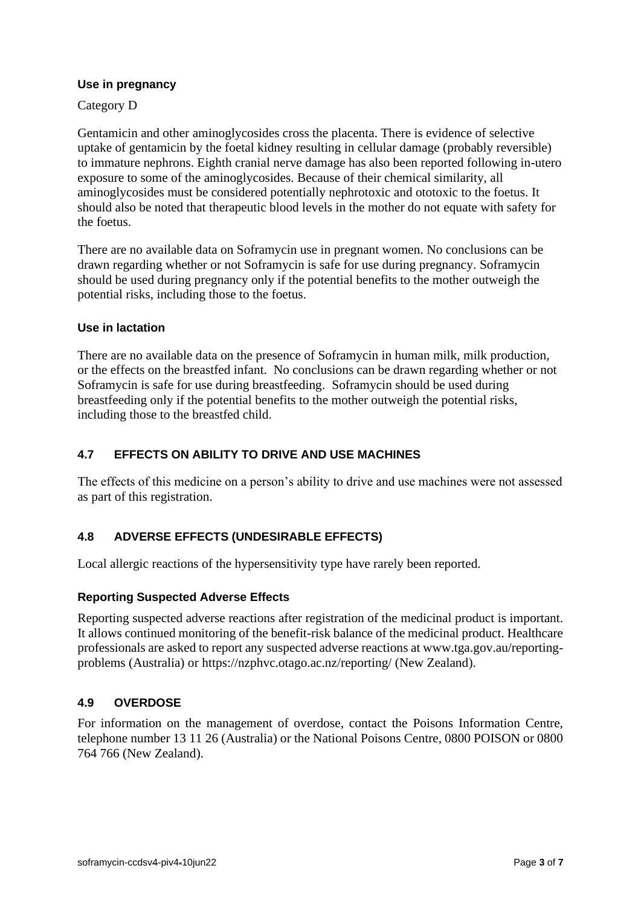### Use in pregnancy

Category D

Gentamicin and other aminoglycosides cross the placenta. There is evidence of selective uptake of gentamicin by the foetal kidney resulting in cellular damage (probably reversible) to immature nephrons. Eighth cranial nerve damage has also been reported following in-utero exposure to some of the aminoglycosides. Because of their chemical similarity, all aminoglycosides must be considered potentially nephrotoxic and ototoxic to the foetus. It should also be noted that therapeutic blood levels in the mother do not equate with safety for the foetus.

There are no available data on Soframycin use in pregnant women. No conclusions can be drawn regarding whether or not Soframycin is safe for use during pregnancy. Soframycin should be used during pregnancy only if the potential benefits to the mother outweigh the potential risks, including those to the foetus.

### Use in lactation

There are no available data on the presence of Soframycin in human milk, milk production, or the effects on the breastfed infant. No conclusions can be drawn regarding whether or not Soframycin is safe for use during breastfeeding. Soframycin should be used during breastfeeding only if the potential benefits to the mother outweigh the potential risks, including those to the breastfed child.

## 4.7 EFFECTS ON ABILITY TO DRIVE AND USE MACHINES

The effects of this medicine on a person's ability to drive and use machines were not assessed as part of this registration.

## 4.8 ADVERSE EFFECTS (UNDESIRABLE EFFECTS)

Local allergic reactions of the hypersensitivity type have rarely been reported.

### Reporting Suspected Adverse Effects

Reporting suspected adverse reactions after registration of the medicinal product is important. It allows continued monitoring of the benefit-risk balance of the medicinal product. Healthcare professionals are asked to report any suspected adverse reactions at www.tga.gov.au/reporting-problems (Australia) or https://nzphvc.otago.ac.nz/reporting/ (New Zealand).

## 4.9 OVERDOSE

For information on the management of overdose, contact the Poisons Information Centre, telephone number 13 11 26 (Australia) or the National Poisons Centre, 0800 POISON or 0800 764 766 (New Zealand).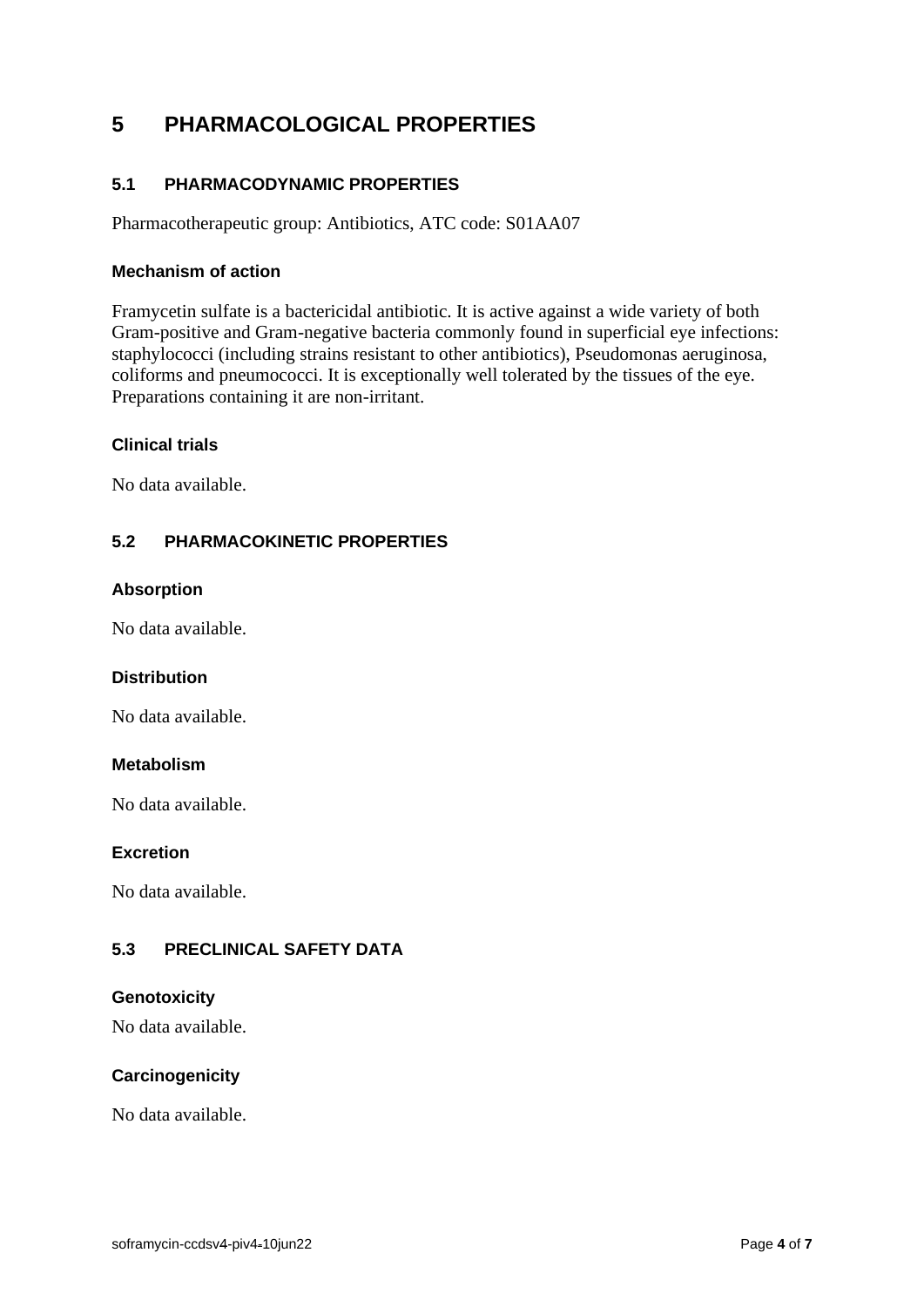# 5 PHARMACOLOGICAL PROPERTIES

## 5.1 PHARMACODYNAMIC PROPERTIES

Pharmacotherapeutic group: Antibiotics, ATC code: S01AA07

### Mechanism of action

Framycetin sulfate is a bactericidal antibiotic. It is active against a wide variety of both Gram-positive and Gram-negative bacteria commonly found in superficial eye infections: staphylococci (including strains resistant to other antibiotics), Pseudomonas aeruginosa, coliforms and pneumococci. It is exceptionally well tolerated by the tissues of the eye. Preparations containing it are non-irritant.

### Clinical trials

No data available.

## 5.2 PHARMACOKINETIC PROPERTIES

### Absorption

No data available.

### Distribution

No data available.

### Metabolism

No data available.

### Excretion

No data available.

## 5.3 PRECLINICAL SAFETY DATA

### Genotoxicity

No data available.

### Carcinogenicity

No data available.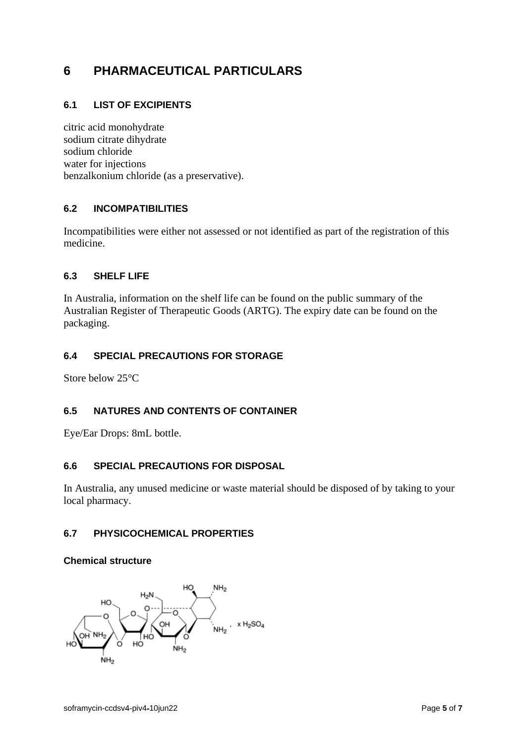# 6 PHARMACEUTICAL PARTICULARS

## 6.1 LIST OF EXCIPIENTS

citric acid monohydrate
sodium citrate dihydrate
sodium chloride
water for injections
benzalkonium chloride (as a preservative).

## 6.2 INCOMPATIBILITIES

Incompatibilities were either not assessed or not identified as part of the registration of this medicine.

## 6.3 SHELF LIFE

In Australia, information on the shelf life can be found on the public summary of the Australian Register of Therapeutic Goods (ARTG). The expiry date can be found on the packaging.

## 6.4 SPECIAL PRECAUTIONS FOR STORAGE

Store below 25°C

## 6.5 NATURES AND CONTENTS OF CONTAINER

Eye/Ear Drops: 8mL bottle.

## 6.6 SPECIAL PRECAUTIONS FOR DISPOSAL

In Australia, any unused medicine or waste material should be disposed of by taking to your local pharmacy.

## 6.7 PHYSICOCHEMICAL PROPERTIES

### Chemical structure

$, x\ H_2SO_4$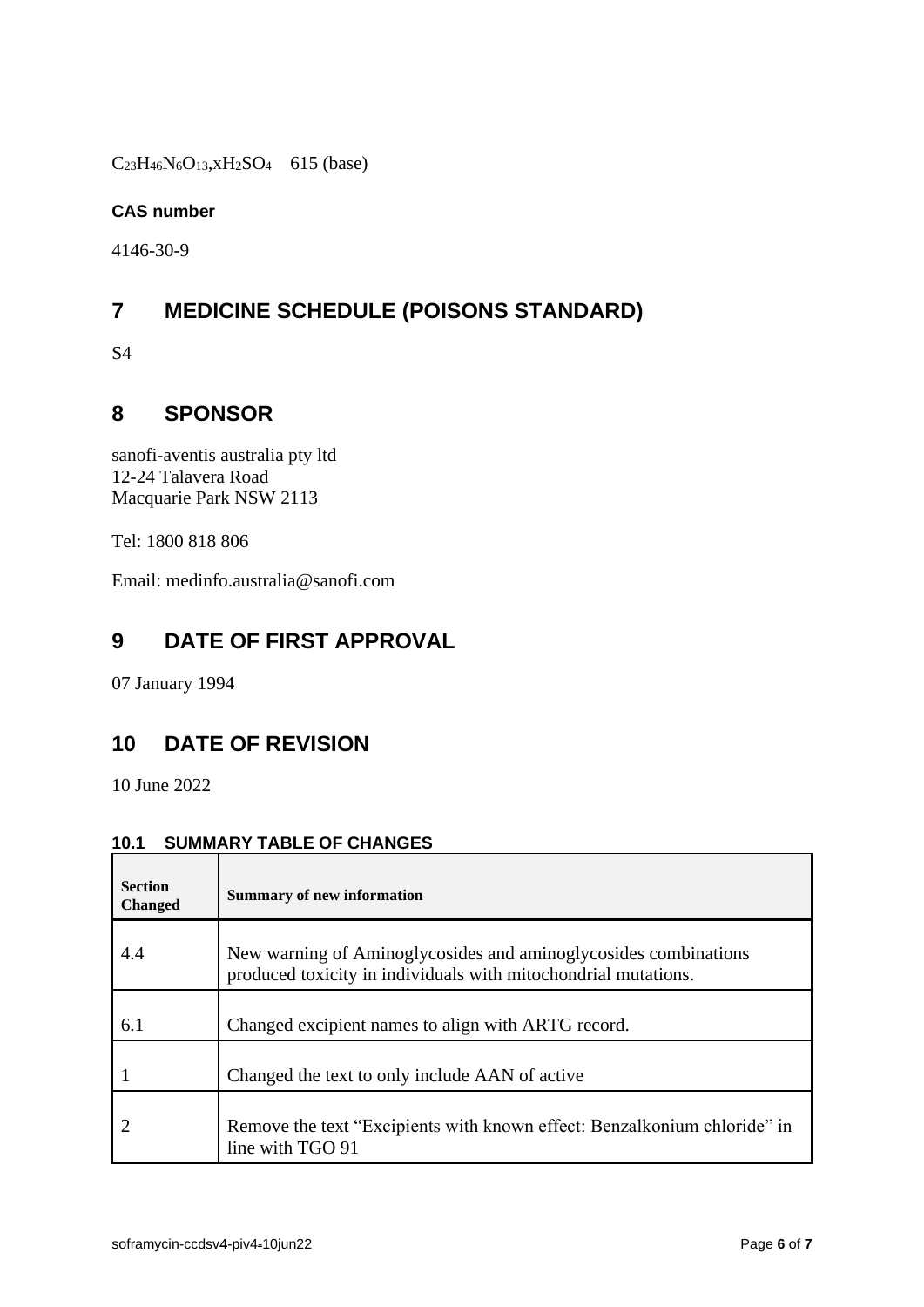$C_{23}H_{46}N_6O_{13},xH_2SO_4$ 615 (base)

**CAS number**

4146-30-9

# 7 MEDICINE SCHEDULE (POISONS STANDARD)

S4

# 8 SPONSOR

sanofi-aventis australia pty ltd
12-24 Talavera Road
Macquarie Park NSW 2113

Tel: 1800 818 806

Email: medinfo.australia@sanofi.com

# 9 DATE OF FIRST APPROVAL

07 January 1994

# 10 DATE OF REVISION

10 June 2022

## 10.1 SUMMARY TABLE OF CHANGES

| Section Changed | Summary of new information |
|---|---|
| 4.4 | New warning of Aminoglycosides and aminoglycosides combinations produced toxicity in individuals with mitochondrial mutations. |
| 6.1 | Changed excipient names to align with ARTG record. |
| 1 | Changed the text to only include AAN of active |
| 2 | Remove the text "Excipients with known effect: Benzalkonium chloride" in line with TGO 91 |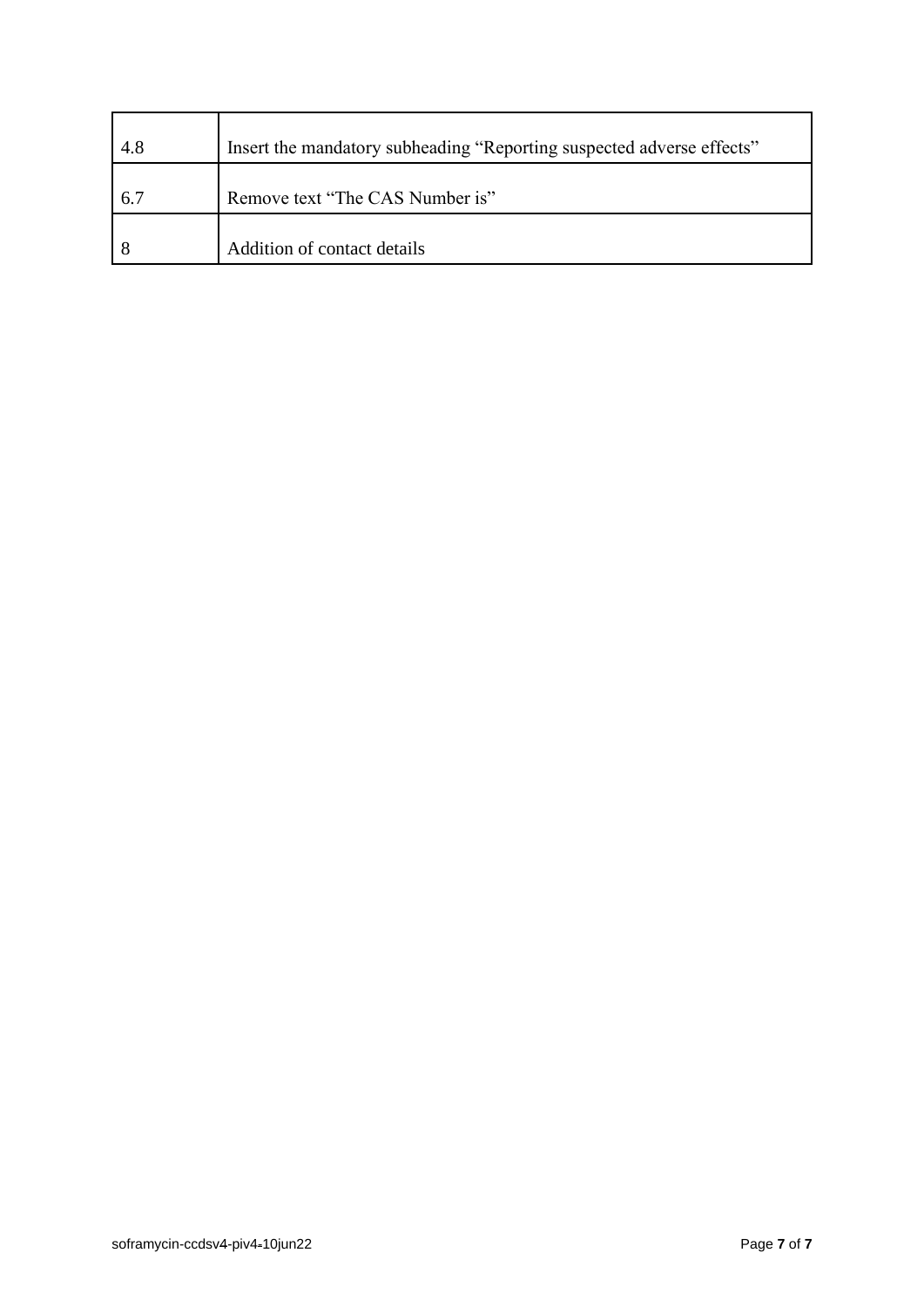| | |
|---|---|
| 4.8 | Insert the mandatory subheading “Reporting suspected adverse effects” |
| 6.7 | Remove text “The CAS Number is” |
| 8 | Addition of contact details |